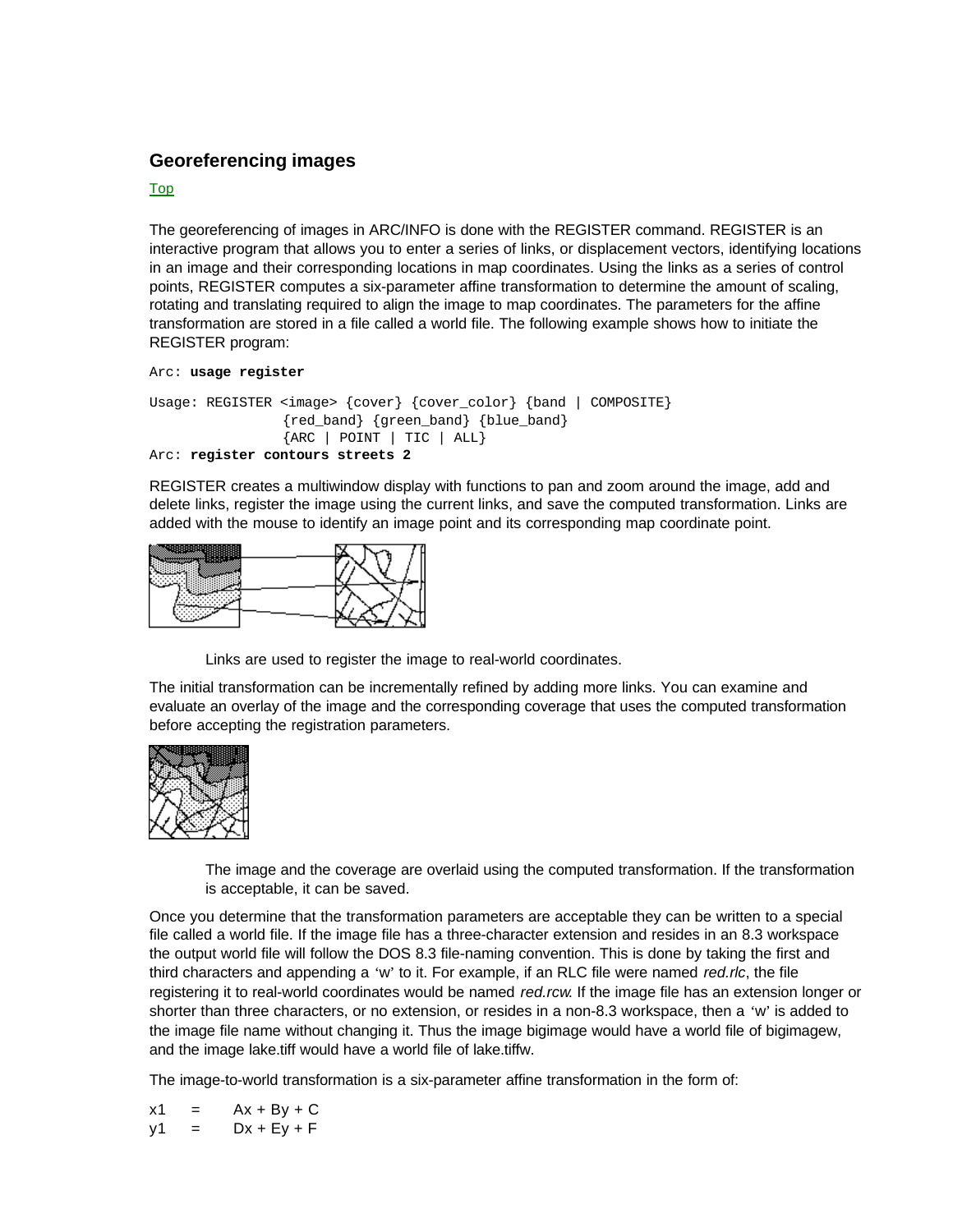## Georeferencing images

Top

The georeferencing of images in ARC/INFO is done with the REGISTER command. REGISTER is an interactive program that allows you to enter a series of links, or displacement vectors, identifying locations in an image and their corresponding locations in map coordinates. Using the links as a series of control points, REGISTER computes a six-parameter affine transformation to determine the amount of scaling, rotating and translating required to align the image to map coordinates. The parameters for the affine transformation are stored in a file called a world file. The following example shows how to initiate the REGISTER program:

```
Arc: usage register

Usage: REGISTER <image> {cover} {cover_color} {band | COMPOSITE}
                {red_band} {green_band} {blue_band}
                {ARC | POINT | TIC | ALL}
Arc: register contours streets 2
```

REGISTER creates a multiwindow display with functions to pan and zoom around the image, add and delete links, register the image using the current links, and save the computed transformation. Links are added with the mouse to identify an image point and its corresponding map coordinate point.

Links are used to register the image to real-world coordinates.

The initial transformation can be incrementally refined by adding more links. You can examine and evaluate an overlay of the image and the corresponding coverage that uses the computed transformation before accepting the registration parameters.

The image and the coverage are overlaid using the computed transformation. If the transformation is acceptable, it can be saved.

Once you determine that the transformation parameters are acceptable they can be written to a special file called a world file. If the image file has a three-character extension and resides in an 8.3 workspace the output world file will follow the DOS 8.3 file-naming convention. This is done by taking the first and third characters and appending a 'w' to it. For example, if an RLC file were named *red.rlc*, the file registering it to real-world coordinates would be named *red.rcw*. If the image file has an extension longer or shorter than three characters, or no extension, or resides in a non-8.3 workspace, then a 'w' is added to the image file name without changing it. Thus the image bigimage would have a world file of bigimagew, and the image lake.tiff would have a world file of lake.tiffw.

The image-to-world transformation is a six-parameter affine transformation in the form of:

$$x1 = Ax + By + C$$
$$y1 = Dx + Ey + F$$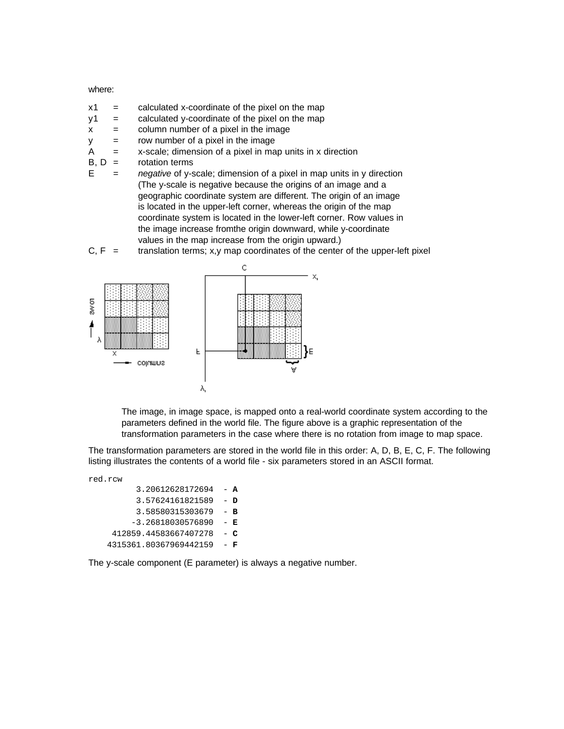where:

| | | |
|---|---|---|
| x1 | = | calculated x-coordinate of the pixel on the map |
| y1 | = | calculated y-coordinate of the pixel on the map |
| x | = | column number of a pixel in the image |
| y | = | row number of a pixel in the image |
| A | = | x-scale; dimension of a pixel in map units in x direction |
| B, D | = | rotation terms |
| E | = | *negative* of y-scale; dimension of a pixel in map units in y direction (The y-scale is negative because the origins of an image and a geographic coordinate system are different. The origin of an image is located in the upper-left corner, whereas the origin of the map coordinate system is located in the lower-left corner. Row values in the image increase fromthe origin downward, while y-coordinate values in the map increase from the origin upward.) |
| C, F | = | translation terms; x,y map coordinates of the center of the upper-left pixel |

The image, in image space, is mapped onto a real-world coordinate system according to the parameters defined in the world file. The figure above is a graphic representation of the transformation parameters in the case where there is no rotation from image to map space.

The transformation parameters are stored in the world file in this order: A, D, B, E, C, F. The following listing illustrates the contents of a world file - six parameters stored in an ASCII format.

```
red.rcw
        3.20612628172694  - A
        3.57624161821589  - D
        3.58580315303679  - B
       -3.26818030576890  - E
   412859.44583667407278  - C
  4315361.80367969442159  - F
```

The y-scale component (E parameter) is always a negative number.